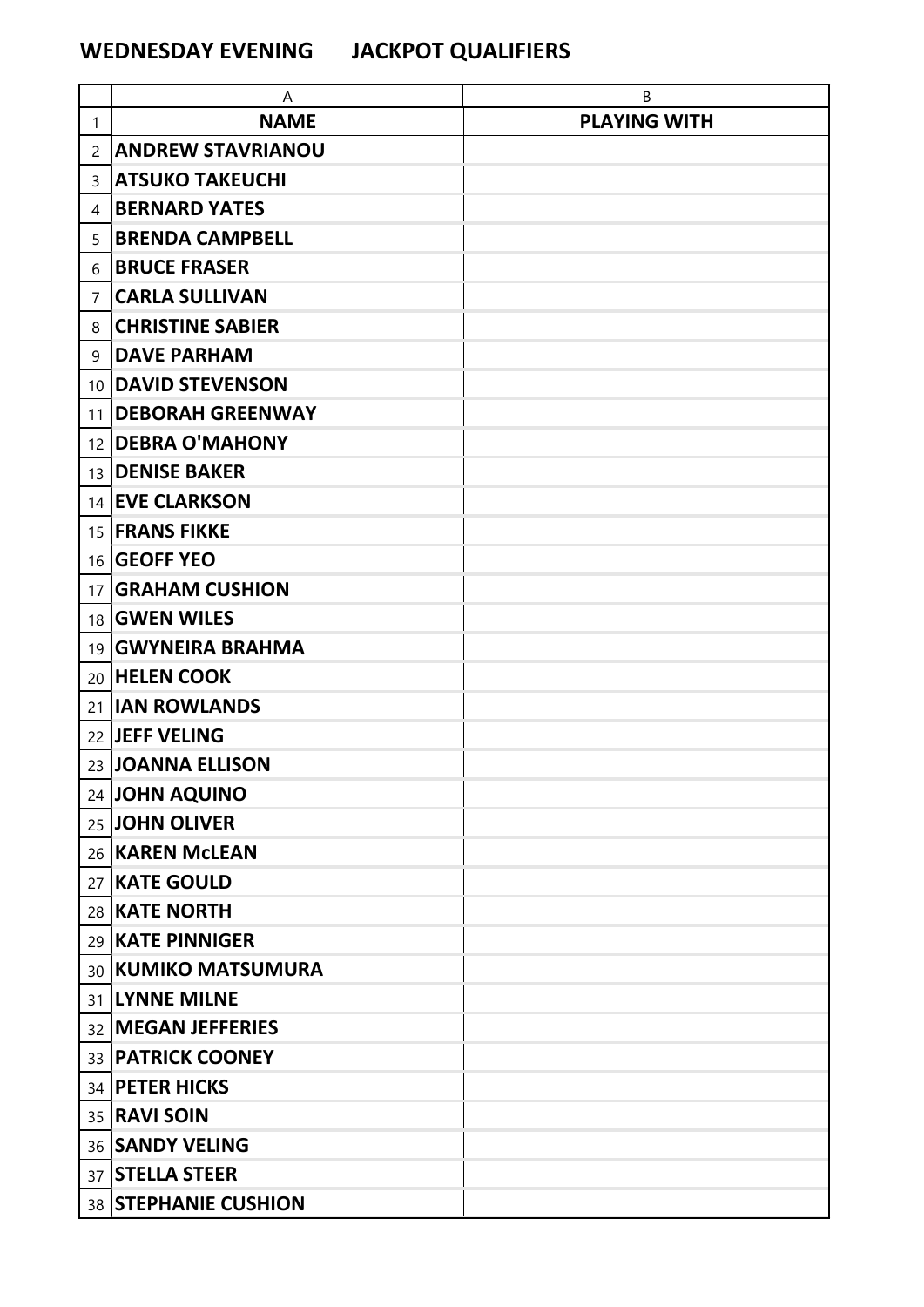# WEDNESDAY EVENING JACKPOT QUALIFIERS

| | A | B |
|---|---|---|
| 1 | **NAME** | **PLAYING WITH** |
| 2 | **ANDREW STAVRIANOU** | |
| 3 | **ATSUKO TAKEUCHI** | |
| 4 | **BERNARD YATES** | |
| 5 | **BRENDA CAMPBELL** | |
| 6 | **BRUCE FRASER** | |
| 7 | **CARLA SULLIVAN** | |
| 8 | **CHRISTINE SABIER** | |
| 9 | **DAVE PARHAM** | |
| 10 | **DAVID STEVENSON** | |
| 11 | **DEBORAH GREENWAY** | |
| 12 | **DEBRA O'MAHONY** | |
| 13 | **DENISE BAKER** | |
| 14 | **EVE CLARKSON** | |
| 15 | **FRANS FIKKE** | |
| 16 | **GEOFF YEO** | |
| 17 | **GRAHAM CUSHION** | |
| 18 | **GWEN WILES** | |
| 19 | **GWYNEIRA BRAHMA** | |
| 20 | **HELEN COOK** | |
| 21 | **IAN ROWLANDS** | |
| 22 | **JEFF VELING** | |
| 23 | **JOANNA ELLISON** | |
| 24 | **JOHN AQUINO** | |
| 25 | **JOHN OLIVER** | |
| 26 | **KAREN McLEAN** | |
| 27 | **KATE GOULD** | |
| 28 | **KATE NORTH** | |
| 29 | **KATE PINNIGER** | |
| 30 | **KUMIKO MATSUMURA** | |
| 31 | **LYNNE MILNE** | |
| 32 | **MEGAN JEFFERIES** | |
| 33 | **PATRICK COONEY** | |
| 34 | **PETER HICKS** | |
| 35 | **RAVI SOIN** | |
| 36 | **SANDY VELING** | |
| 37 | **STELLA STEER** | |
| 38 | **STEPHANIE CUSHION** | |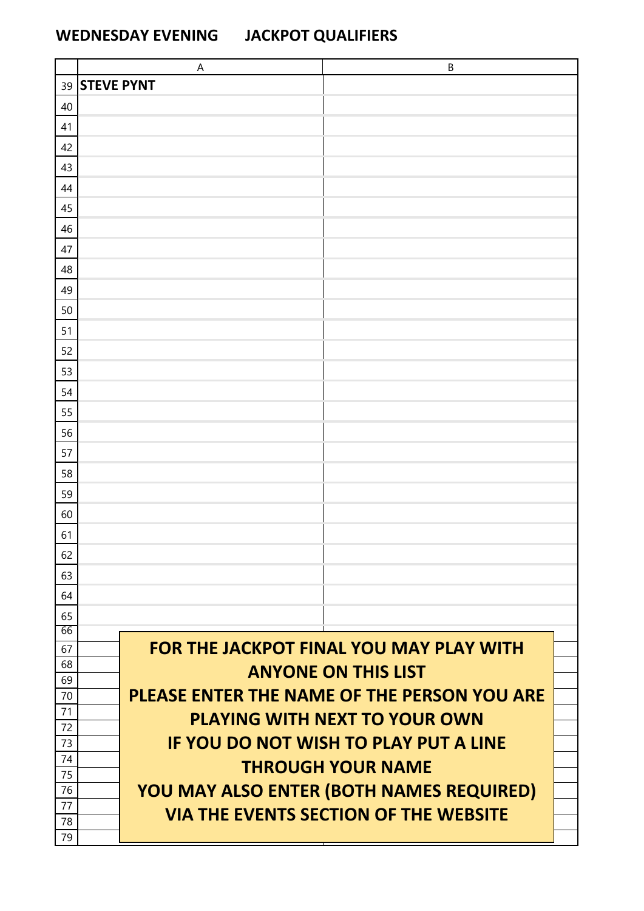**WEDNESDAY EVENING JACKPOT QUALIFIERS**

| | A | B |
|---|---|---|
| 39 | **STEVE PYNT** | |
| 40 | | |
| 41 | | |
| 42 | | |
| 43 | | |
| 44 | | |
| 45 | | |
| 46 | | |
| 47 | | |
| 48 | | |
| 49 | | |
| 50 | | |
| 51 | | |
| 52 | | |
| 53 | | |
| 54 | | |
| 55 | | |
| 56 | | |
| 57 | | |
| 58 | | |
| 59 | | |
| 60 | | |
| 61 | | |
| 62 | | |
| 63 | | |
| 64 | | |
| 65 | | |
| 66 | | |
| 67 | | |
| 68 | | |
| 69 | | |
| 70 | | |
| 71 | | |
| 72 | | |
| 73 | | |
| 74 | | |
| 75 | | |
| 76 | | |
| 77 | | |
| 78 | | |
| 79 | | |

**FOR THE JACKPOT FINAL YOU MAY PLAY WITH ANYONE ON THIS LIST**

**PLEASE ENTER THE NAME OF THE PERSON YOU ARE PLAYING WITH NEXT TO YOUR OWN**

**IF YOU DO NOT WISH TO PLAY PUT A LINE THROUGH YOUR NAME**

**YOU MAY ALSO ENTER (BOTH NAMES REQUIRED) VIA THE EVENTS SECTION OF THE WEBSITE**